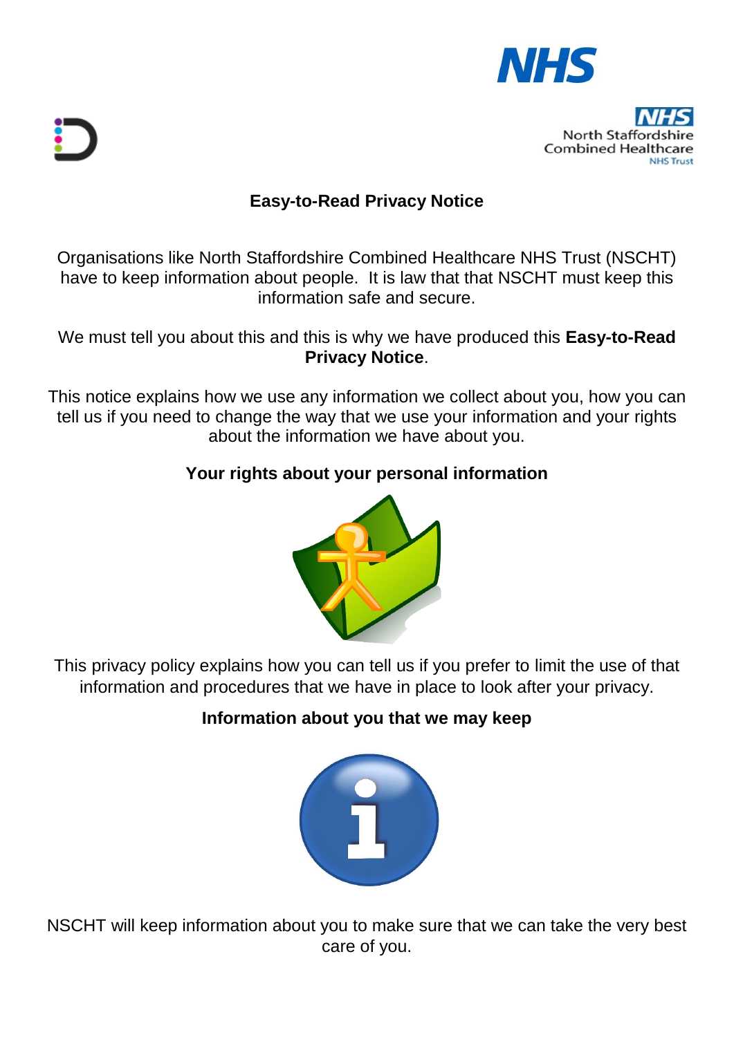# Easy-to-Read Privacy Notice

Organisations like North Staffordshire Combined Healthcare NHS Trust (NSCHT) have to keep information about people. It is law that that NSCHT must keep this information safe and secure.

We must tell you about this and this is why we have produced this **Easy-to-Read Privacy Notice**.

This notice explains how we use any information we collect about you, how you can tell us if you need to change the way that we use your information and your rights about the information we have about you.

## Your rights about your personal information

This privacy policy explains how you can tell us if you prefer to limit the use of that information and procedures that we have in place to look after your privacy.

## Information about you that we may keep

NSCHT will keep information about you to make sure that we can take the very best care of you.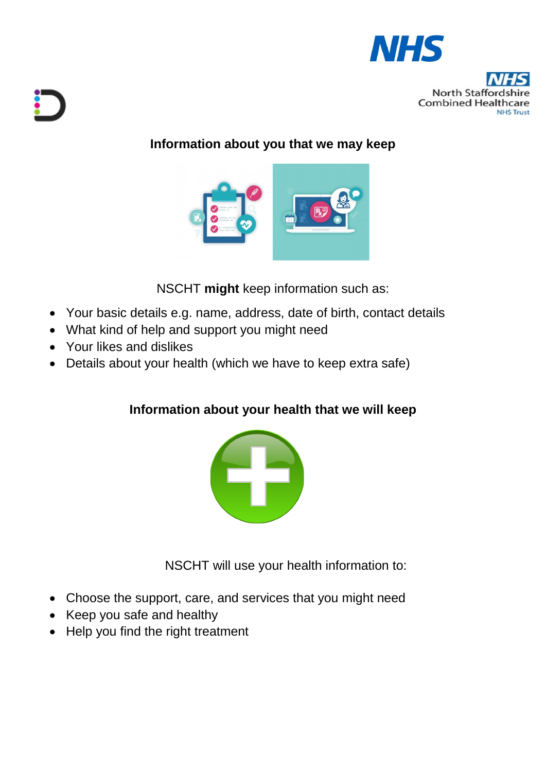## Information about you that we may keep

NSCHT **might** keep information such as:

- Your basic details e.g. name, address, date of birth, contact details
- What kind of help and support you might need
- Your likes and dislikes
- Details about your health (which we have to keep extra safe)

## Information about your health that we will keep

NSCHT will use your health information to:

- Choose the support, care, and services that you might need
- Keep you safe and healthy
- Help you find the right treatment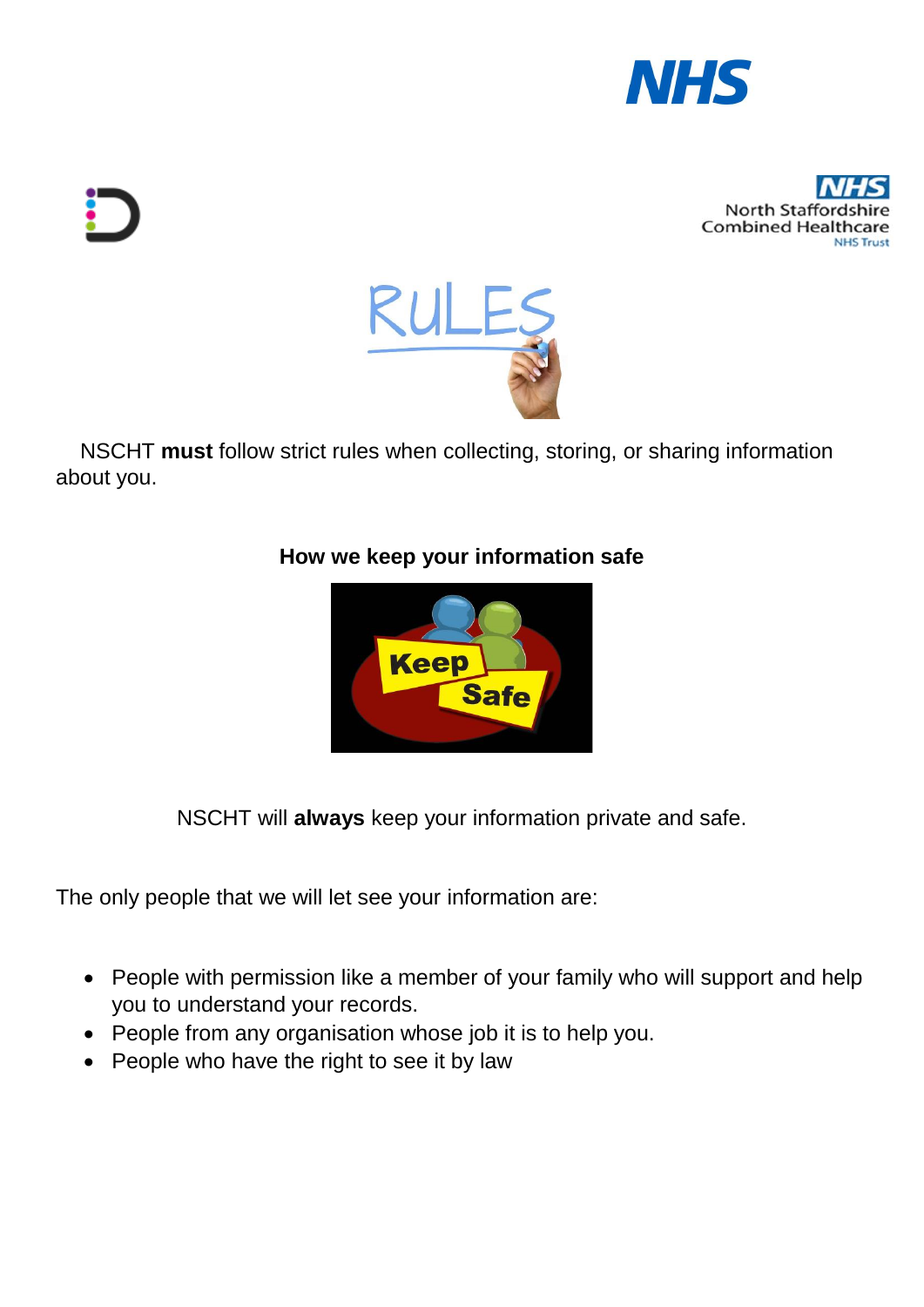NSCHT **must** follow strict rules when collecting, storing, or sharing information about you.

**How we keep your information safe**

NSCHT will **always** keep your information private and safe.

The only people that we will let see your information are:

- People with permission like a member of your family who will support and help you to understand your records.
- People from any organisation whose job it is to help you.
- People who have the right to see it by law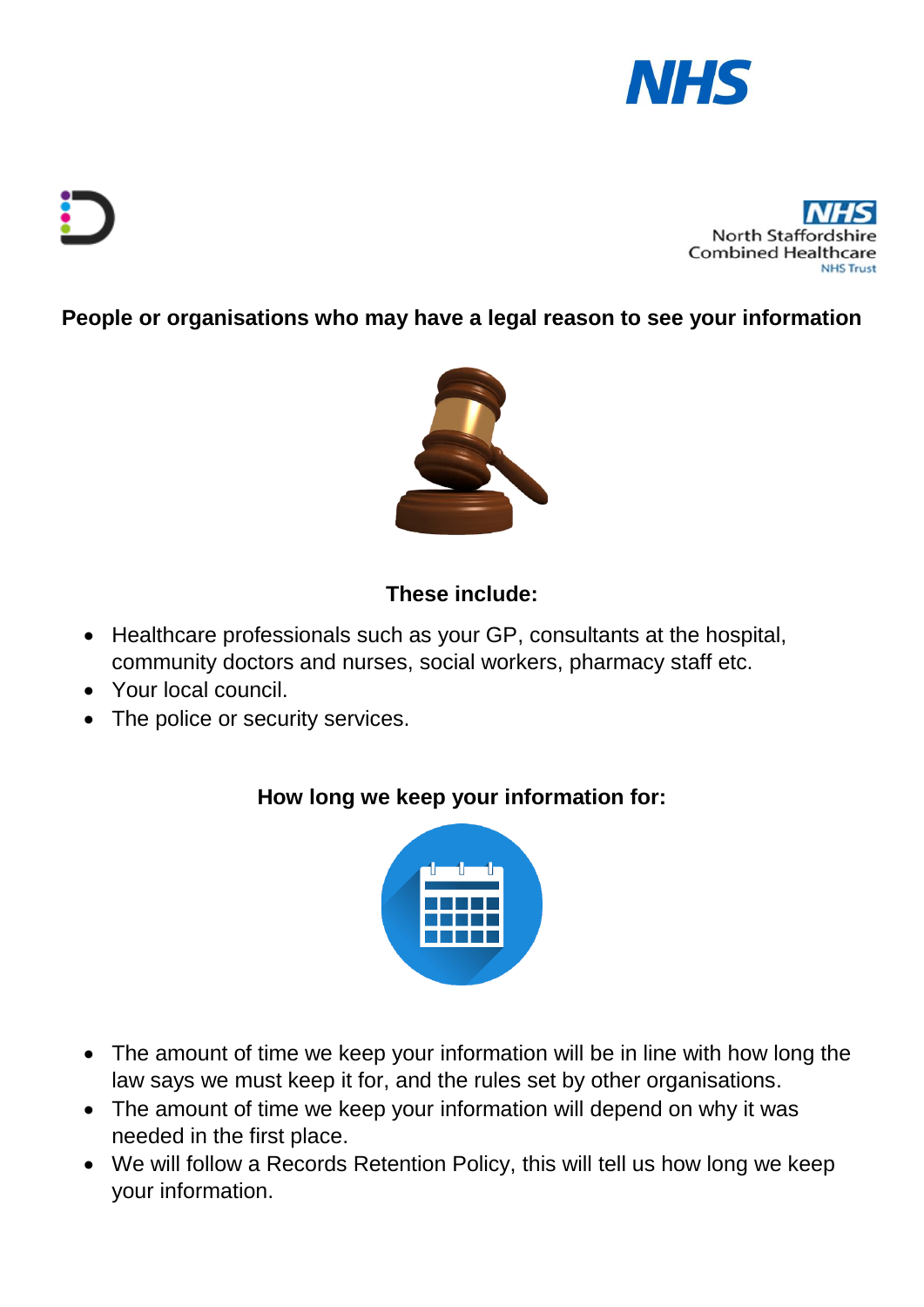## People or organisations who may have a legal reason to see your information

**These include:**

- Healthcare professionals such as your GP, consultants at the hospital, community doctors and nurses, social workers, pharmacy staff etc.
- Your local council.
- The police or security services.

**How long we keep your information for:**

- The amount of time we keep your information will be in line with how long the law says we must keep it for, and the rules set by other organisations.
- The amount of time we keep your information will depend on why it was needed in the first place.
- We will follow a Records Retention Policy, this will tell us how long we keep your information.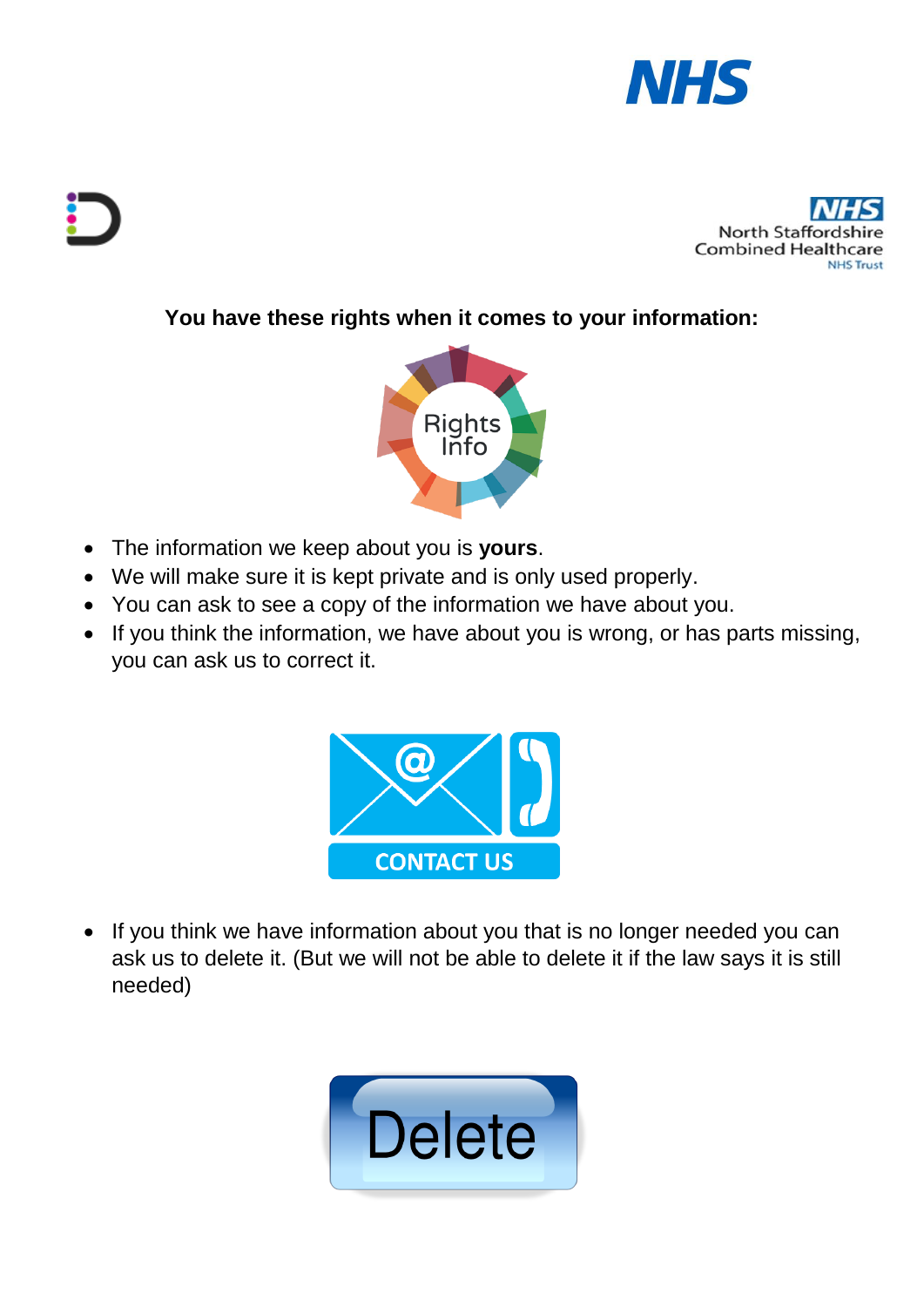**You have these rights when it comes to your information:**

- The information we keep about you is **yours**.
- We will make sure it is kept private and is only used properly.
- You can ask to see a copy of the information we have about you.
- If you think the information, we have about you is wrong, or has parts missing, you can ask us to correct it.

- If you think we have information about you that is no longer needed you can ask us to delete it. (But we will not be able to delete it if the law says it is still needed)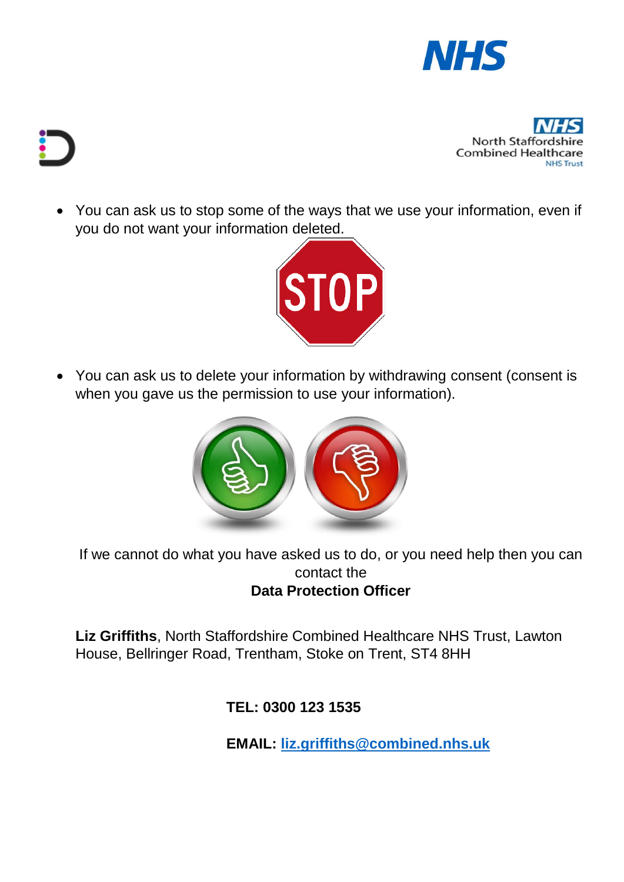- You can ask us to stop some of the ways that we use your information, even if you do not want your information deleted.

- You can ask us to delete your information by withdrawing consent (consent is when you gave us the permission to use your information).

If we cannot do what you have asked us to do, or you need help then you can contact the

**Data Protection Officer**

**Liz Griffiths**, North Staffordshire Combined Healthcare NHS Trust, Lawton House, Bellringer Road, Trentham, Stoke on Trent, ST4 8HH

**TEL: 0300 123 1535**

**EMAIL: [liz.griffiths@combined.nhs.uk](mailto:liz.griffiths@combined.nhs.uk)**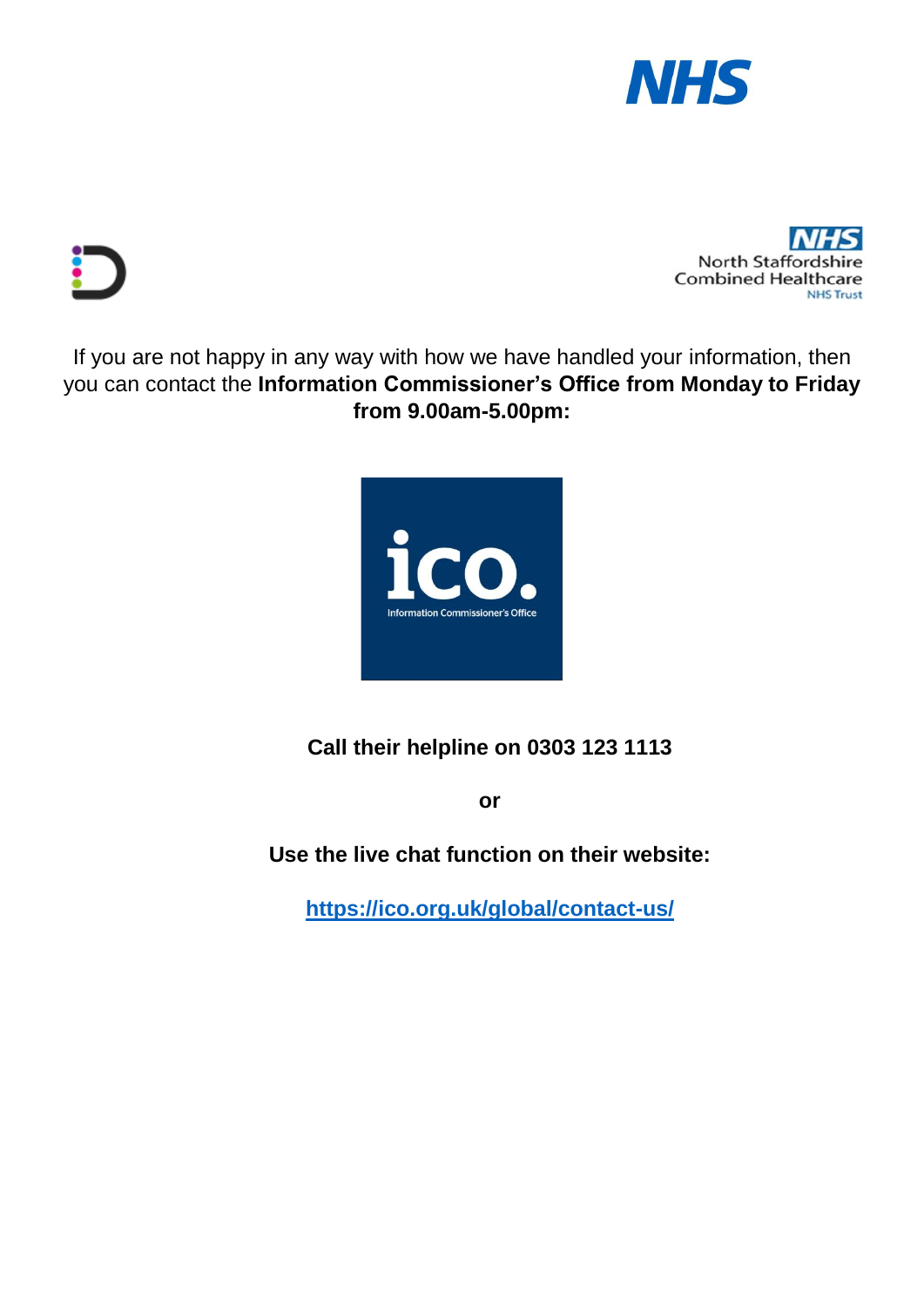If you are not happy in any way with how we have handled your information, then you can contact the **Information Commissioner's Office from Monday to Friday from 9.00am-5.00pm:**

**Call their helpline on 0303 123 1113**

**or**

**Use the live chat function on their website:**

**https://ico.org.uk/global/contact-us/**